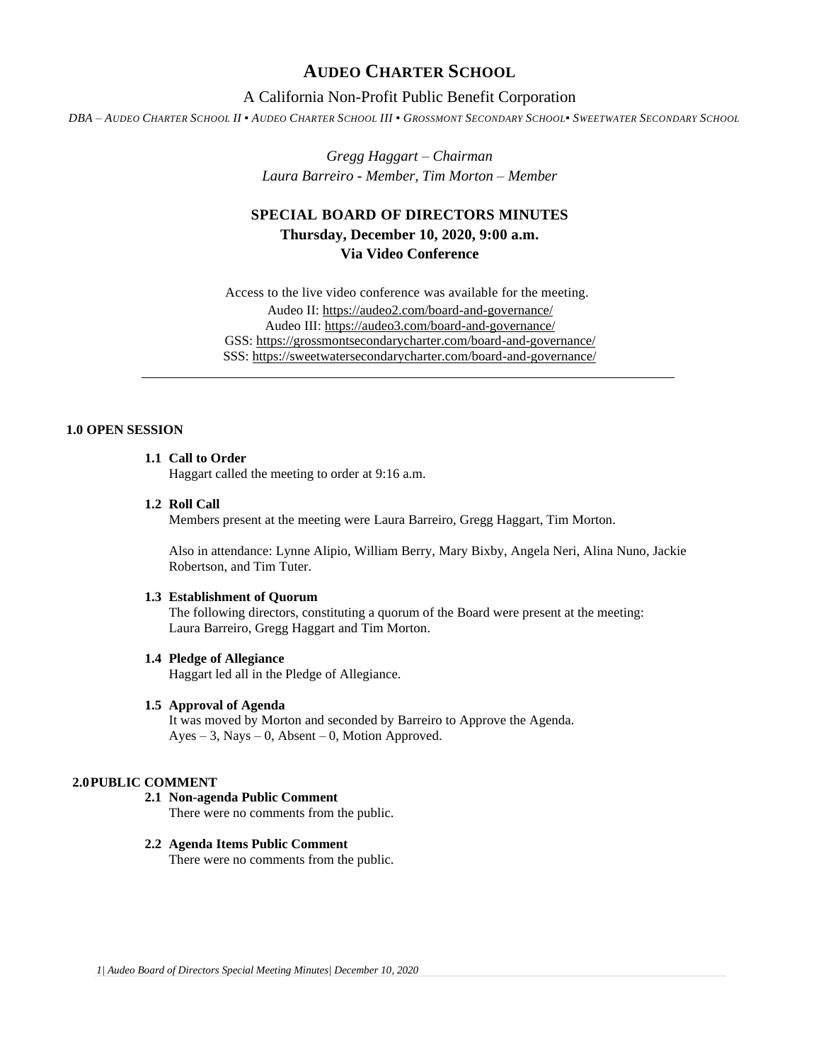# AUDEO CHARTER SCHOOL

A California Non-Profit Public Benefit Corporation

*DBA – AUDEO CHARTER SCHOOL II ▪ AUDEO CHARTER SCHOOL III ▪ GROSSMONT SECONDARY SCHOOL▪ SWEETWATER SECONDARY SCHOOL*

*Gregg Haggart – Chairman*
*Laura Barreiro - Member, Tim Morton – Member*

## SPECIAL BOARD OF DIRECTORS MINUTES
**Thursday, December 10, 2020, 9:00 a.m.**
**Via Video Conference**

Access to the live video conference was available for the meeting.
Audeo II: https://audeo2.com/board-and-governance/
Audeo III: https://audeo3.com/board-and-governance/
GSS: https://grossmontsecondarycharter.com/board-and-governance/
SSS: https://sweetwatersecondarycharter.com/board-and-governance/

---

### 1.0 OPEN SESSION

**1.1 Call to Order**
Haggart called the meeting to order at 9:16 a.m.

**1.2 Roll Call**
Members present at the meeting were Laura Barreiro, Gregg Haggart, Tim Morton.

Also in attendance: Lynne Alipio, William Berry, Mary Bixby, Angela Neri, Alina Nuno, Jackie Robertson, and Tim Tuter.

**1.3 Establishment of Quorum**
The following directors, constituting a quorum of the Board were present at the meeting: Laura Barreiro, Gregg Haggart and Tim Morton.

**1.4 Pledge of Allegiance**
Haggart led all in the Pledge of Allegiance.

**1.5 Approval of Agenda**
It was moved by Morton and seconded by Barreiro to Approve the Agenda.
Ayes – 3, Nays – 0, Absent – 0, Motion Approved.

### 2.0 PUBLIC COMMENT

**2.1 Non-agenda Public Comment**
There were no comments from the public.

**2.2 Agenda Items Public Comment**
There were no comments from the public.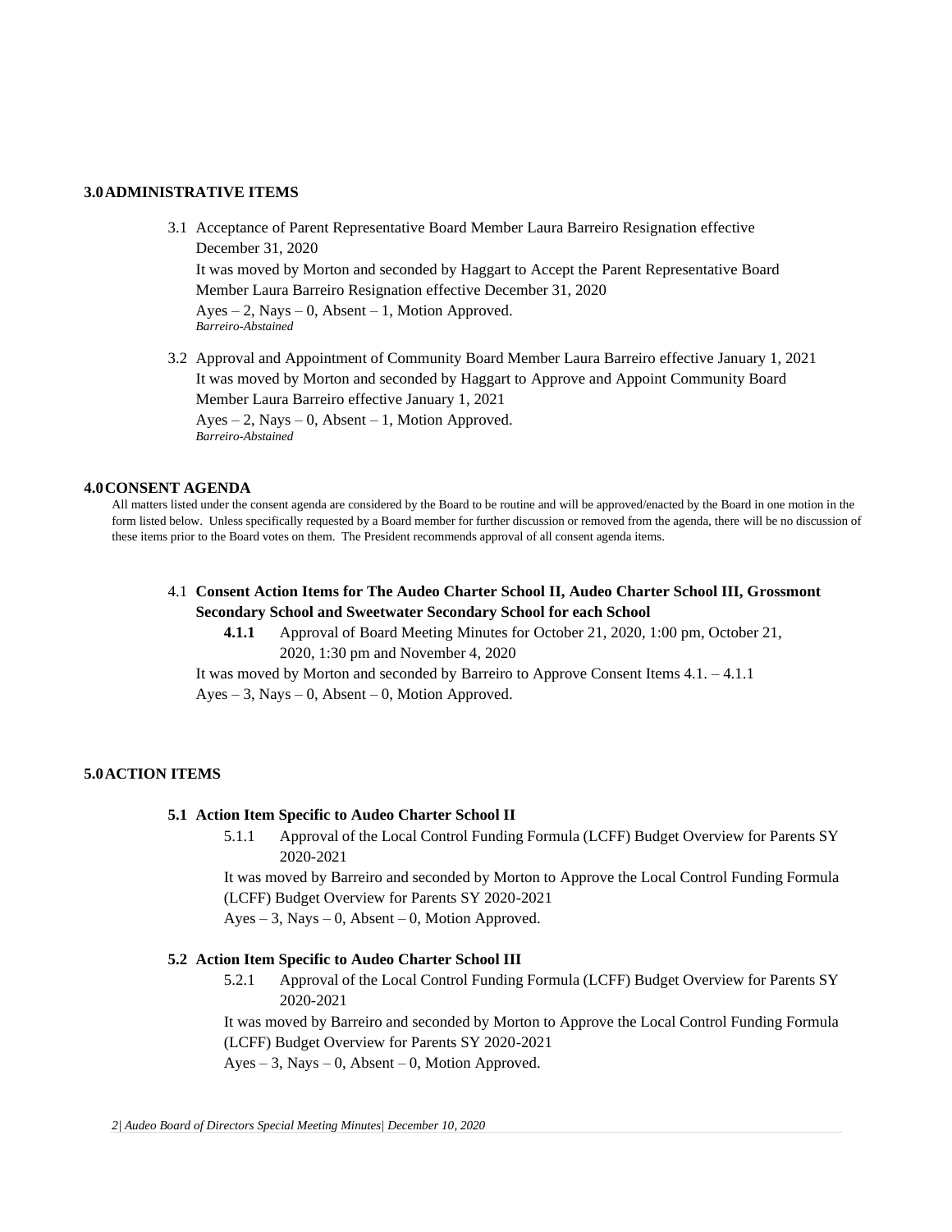## 3.0 ADMINISTRATIVE ITEMS

3.1 Acceptance of Parent Representative Board Member Laura Barreiro Resignation effective December 31, 2020

It was moved by Morton and seconded by Haggart to Accept the Parent Representative Board Member Laura Barreiro Resignation effective December 31, 2020

Ayes – 2, Nays – 0, Absent – 1, Motion Approved.
*Barreiro-Abstained*

3.2 Approval and Appointment of Community Board Member Laura Barreiro effective January 1, 2021

It was moved by Morton and seconded by Haggart to Approve and Appoint Community Board Member Laura Barreiro effective January 1, 2021

Ayes – 2, Nays – 0, Absent – 1, Motion Approved.
*Barreiro-Abstained*

## 4.0 CONSENT AGENDA

All matters listed under the consent agenda are considered by the Board to be routine and will be approved/enacted by the Board in one motion in the form listed below. Unless specifically requested by a Board member for further discussion or removed from the agenda, there will be no discussion of these items prior to the Board votes on them. The President recommends approval of all consent agenda items.

4.1 **Consent Action Items for The Audeo Charter School II, Audeo Charter School III, Grossmont Secondary School and Sweetwater Secondary School for each School**

**4.1.1** Approval of Board Meeting Minutes for October 21, 2020, 1:00 pm, October 21, 2020, 1:30 pm and November 4, 2020

It was moved by Morton and seconded by Barreiro to Approve Consent Items 4.1. – 4.1.1

Ayes – 3, Nays – 0, Absent – 0, Motion Approved.

## 5.0 ACTION ITEMS

**5.1 Action Item Specific to Audeo Charter School II**

5.1.1 Approval of the Local Control Funding Formula (LCFF) Budget Overview for Parents SY 2020-2021

It was moved by Barreiro and seconded by Morton to Approve the Local Control Funding Formula (LCFF) Budget Overview for Parents SY 2020-2021

Ayes – 3, Nays – 0, Absent – 0, Motion Approved.

**5.2 Action Item Specific to Audeo Charter School III**

5.2.1 Approval of the Local Control Funding Formula (LCFF) Budget Overview for Parents SY 2020-2021

It was moved by Barreiro and seconded by Morton to Approve the Local Control Funding Formula (LCFF) Budget Overview for Parents SY 2020-2021

Ayes – 3, Nays – 0, Absent – 0, Motion Approved.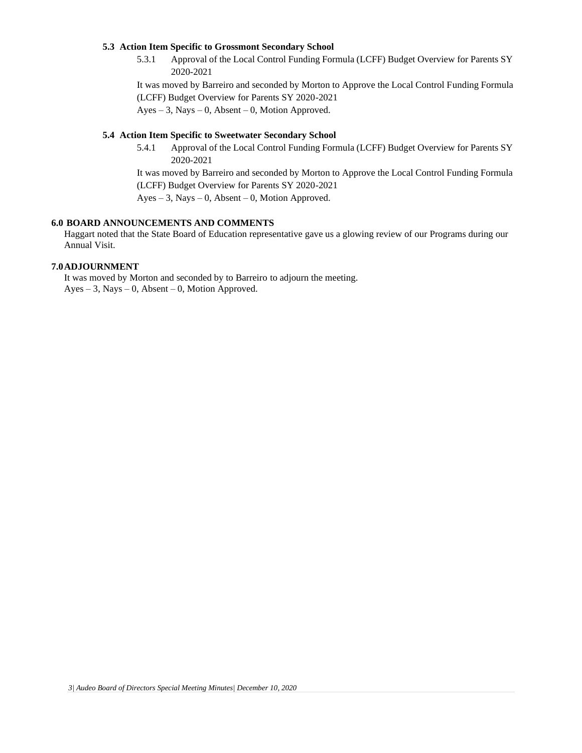**5.3 Action Item Specific to Grossmont Secondary School**

5.3.1 Approval of the Local Control Funding Formula (LCFF) Budget Overview for Parents SY 2020-2021

It was moved by Barreiro and seconded by Morton to Approve the Local Control Funding Formula (LCFF) Budget Overview for Parents SY 2020-2021

Ayes – 3, Nays – 0, Absent – 0, Motion Approved.

**5.4 Action Item Specific to Sweetwater Secondary School**

5.4.1 Approval of the Local Control Funding Formula (LCFF) Budget Overview for Parents SY 2020-2021

It was moved by Barreiro and seconded by Morton to Approve the Local Control Funding Formula (LCFF) Budget Overview for Parents SY 2020-2021

Ayes – 3, Nays – 0, Absent – 0, Motion Approved.

## 6.0 BOARD ANNOUNCEMENTS AND COMMENTS

Haggart noted that the State Board of Education representative gave us a glowing review of our Programs during our Annual Visit.

## 7.0 ADJOURNMENT

It was moved by Morton and seconded by to Barreiro to adjourn the meeting.
Ayes – 3, Nays – 0, Absent – 0, Motion Approved.